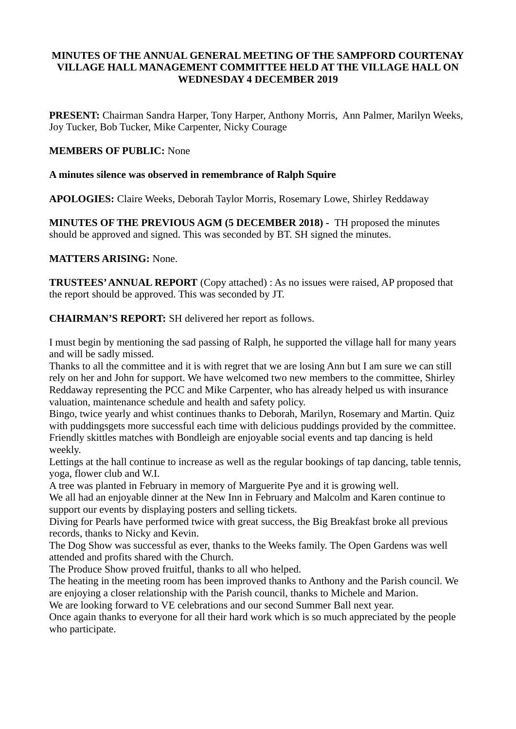# MINUTES OF THE ANNUAL GENERAL MEETING OF THE SAMPFORD COURTENAY VILLAGE HALL MANAGEMENT COMMITTEE HELD AT THE VILLAGE HALL ON WEDNESDAY 4 DECEMBER 2019

**PRESENT:** Chairman Sandra Harper, Tony Harper, Anthony Morris, Ann Palmer, Marilyn Weeks, Joy Tucker, Bob Tucker, Mike Carpenter, Nicky Courage

**MEMBERS OF PUBLIC:** None

**A minutes silence was observed in remembrance of Ralph Squire**

**APOLOGIES:** Claire Weeks, Deborah Taylor Morris, Rosemary Lowe, Shirley Reddaway

**MINUTES OF THE PREVIOUS AGM (5 DECEMBER 2018) -** TH proposed the minutes should be approved and signed. This was seconded by BT. SH signed the minutes.

**MATTERS ARISING:** None.

**TRUSTEES' ANNUAL REPORT** (Copy attached) : As no issues were raised, AP proposed that the report should be approved. This was seconded by JT.

**CHAIRMAN'S REPORT:** SH delivered her report as follows.

I must begin by mentioning the sad passing of Ralph, he supported the village hall for many years and will be sadly missed.
Thanks to all the committee and it is with regret that we are losing Ann but I am sure we can still rely on her and John for support. We have welcomed two new members to the committee, Shirley Reddaway representing the PCC and Mike Carpenter, who has already helped us with insurance valuation, maintenance schedule and health and safety policy.
Bingo, twice yearly and whist continues thanks to Deborah, Marilyn, Rosemary and Martin. Quiz with puddingsgets more successful each time with delicious puddings provided by the committee. Friendly skittles matches with Bondleigh are enjoyable social events and tap dancing is held weekly.
Lettings at the hall continue to increase as well as the regular bookings of tap dancing, table tennis, yoga, flower club and W.I.
A tree was planted in February in memory of Marguerite Pye and it is growing well.
We all had an enjoyable dinner at the New Inn in February and Malcolm and Karen continue to support our events by displaying posters and selling tickets.
Diving for Pearls have performed twice with great success, the Big Breakfast broke all previous records, thanks to Nicky and Kevin.
The Dog Show was successful as ever, thanks to the Weeks family. The Open Gardens was well attended and profits shared with the Church.
The Produce Show proved fruitful, thanks to all who helped.
The heating in the meeting room has been improved thanks to Anthony and the Parish council. We are enjoying a closer relationship with the Parish council, thanks to Michele and Marion.
We are looking forward to VE celebrations and our second Summer Ball next year.
Once again thanks to everyone for all their hard work which is so much appreciated by the people who participate.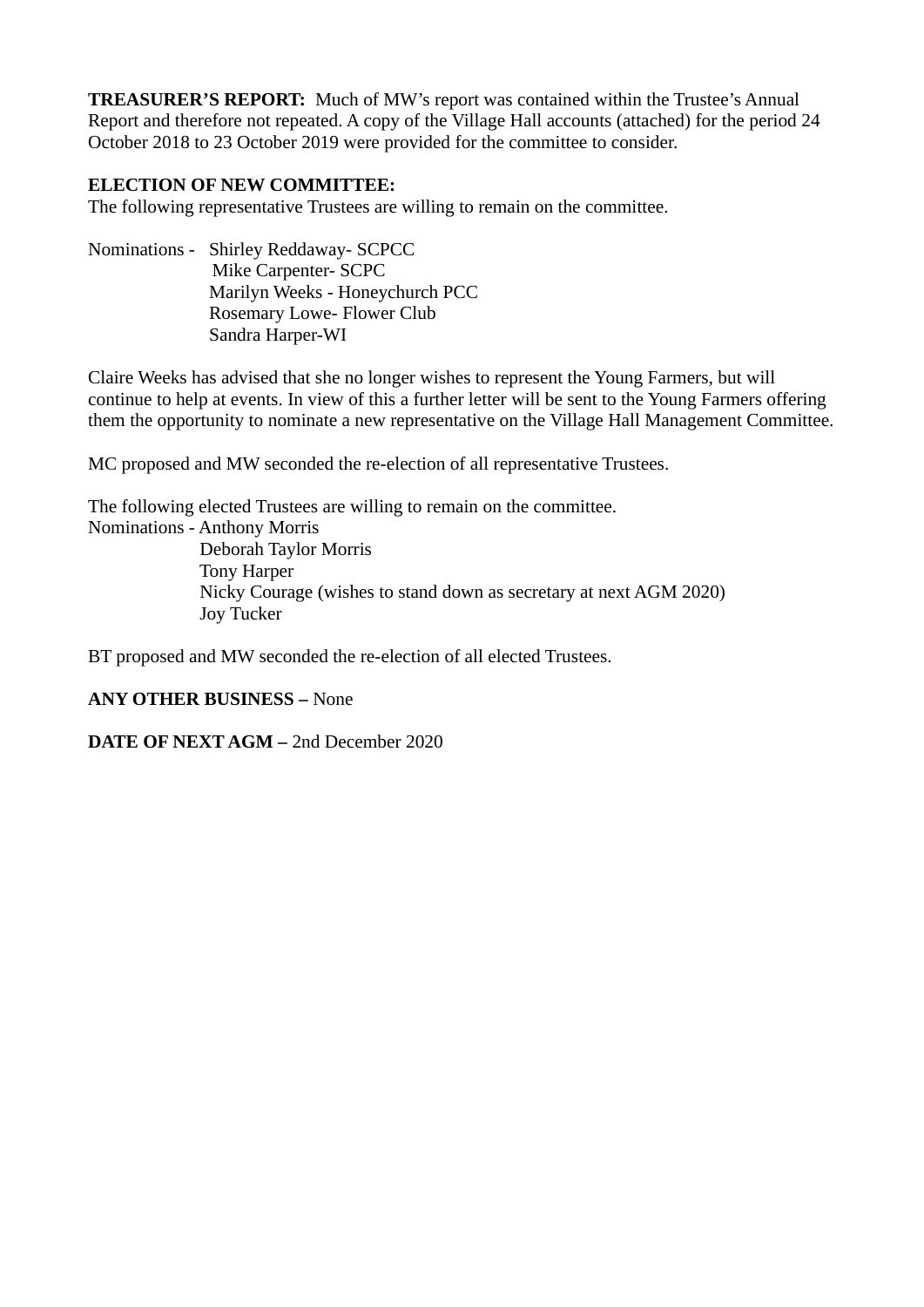**TREASURER'S REPORT:** Much of MW's report was contained within the Trustee's Annual Report and therefore not repeated. A copy of the Village Hall accounts (attached) for the period 24 October 2018 to 23 October 2019 were provided for the committee to consider.

**ELECTION OF NEW COMMITTEE:**
The following representative Trustees are willing to remain on the committee.

Nominations - Shirley Reddaway- SCPCC
Mike Carpenter- SCPC
Marilyn Weeks - Honeychurch PCC
Rosemary Lowe- Flower Club
Sandra Harper-WI

Claire Weeks has advised that she no longer wishes to represent the Young Farmers, but will continue to help at events. In view of this a further letter will be sent to the Young Farmers offering them the opportunity to nominate a new representative on the Village Hall Management Committee.

MC proposed and MW seconded the re-election of all representative Trustees.

The following elected Trustees are willing to remain on the committee.
Nominations - Anthony Morris
Deborah Taylor Morris
Tony Harper
Nicky Courage (wishes to stand down as secretary at next AGM 2020)
Joy Tucker

BT proposed and MW seconded the re-election of all elected Trustees.

**ANY OTHER BUSINESS –** None

**DATE OF NEXT AGM –** 2nd December 2020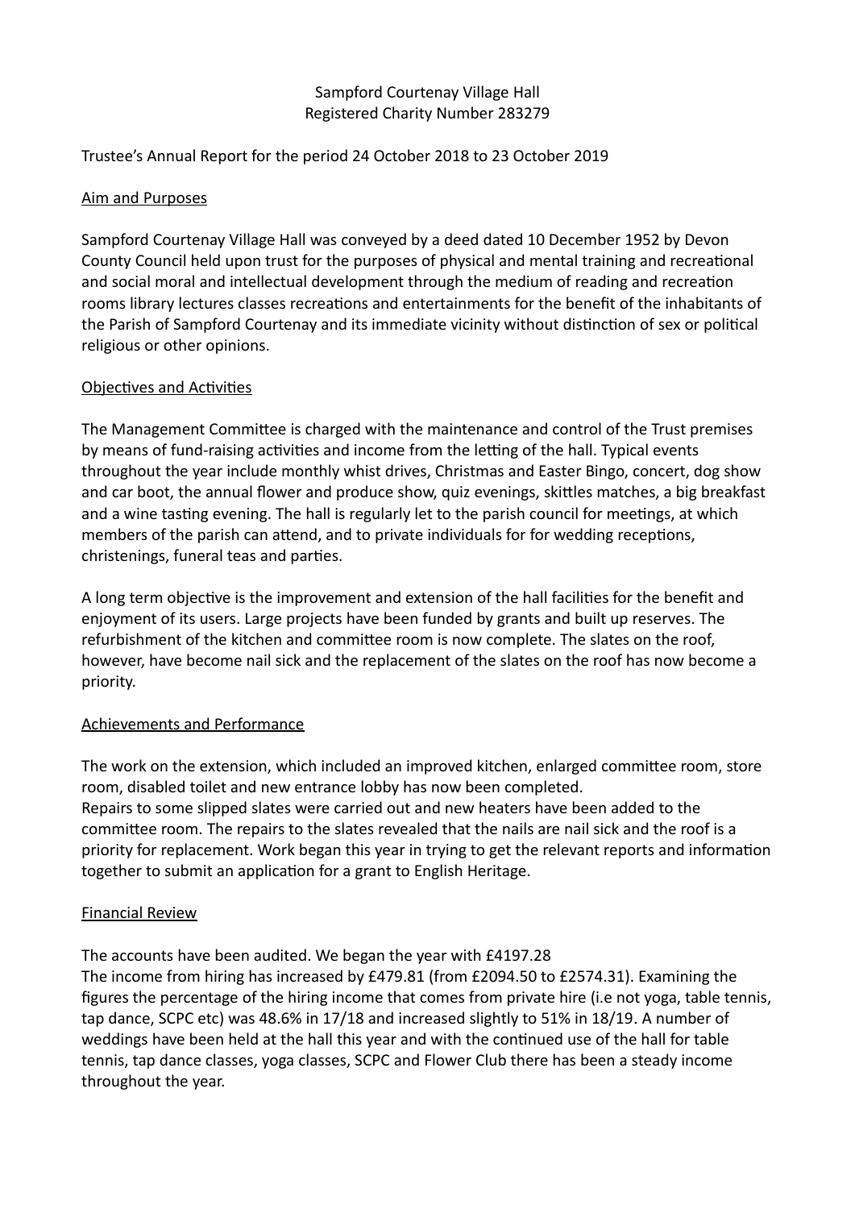Sampford Courtenay Village Hall
Registered Charity Number 283279

Trustee's Annual Report for the period 24 October 2018 to 23 October 2019

## Aim and Purposes

Sampford Courtenay Village Hall was conveyed by a deed dated 10 December 1952 by Devon County Council held upon trust for the purposes of physical and mental training and recreational and social moral and intellectual development through the medium of reading and recreation rooms library lectures classes recreations and entertainments for the benefit of the inhabitants of the Parish of Sampford Courtenay and its immediate vicinity without distinction of sex or political religious or other opinions.

## Objectives and Activities

The Management Committee is charged with the maintenance and control of the Trust premises by means of fund-raising activities and income from the letting of the hall. Typical events throughout the year include monthly whist drives, Christmas and Easter Bingo, concert, dog show and car boot, the annual flower and produce show, quiz evenings, skittles matches, a big breakfast and a wine tasting evening. The hall is regularly let to the parish council for meetings, at which members of the parish can attend, and to private individuals for for wedding receptions, christenings, funeral teas and parties.

A long term objective is the improvement and extension of the hall facilities for the benefit and enjoyment of its users. Large projects have been funded by grants and built up reserves. The refurbishment of the kitchen and committee room is now complete. The slates on the roof, however, have become nail sick and the replacement of the slates on the roof has now become a priority.

## Achievements and Performance

The work on the extension, which included an improved kitchen, enlarged committee room, store room, disabled toilet and new entrance lobby has now been completed.
Repairs to some slipped slates were carried out and new heaters have been added to the committee room. The repairs to the slates revealed that the nails are nail sick and the roof is a priority for replacement. Work began this year in trying to get the relevant reports and information together to submit an application for a grant to English Heritage.

## Financial Review

The accounts have been audited. We began the year with £4197.28
The income from hiring has increased by £479.81 (from £2094.50 to £2574.31). Examining the figures the percentage of the hiring income that comes from private hire (i.e not yoga, table tennis, tap dance, SCPC etc) was 48.6% in 17/18 and increased slightly to 51% in 18/19. A number of weddings have been held at the hall this year and with the continued use of the hall for table tennis, tap dance classes, yoga classes, SCPC and Flower Club there has been a steady income throughout the year.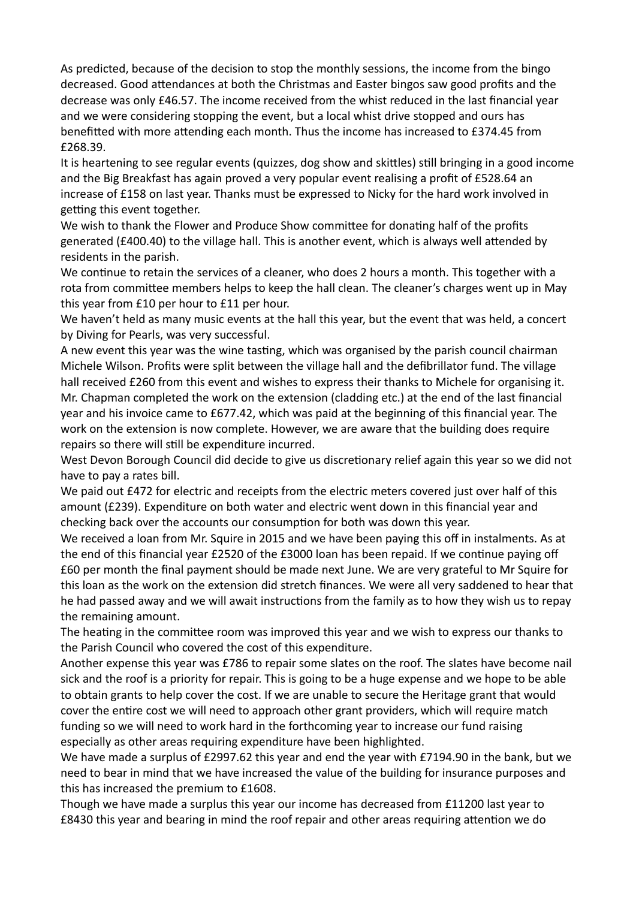As predicted, because of the decision to stop the monthly sessions, the income from the bingo decreased. Good attendances at both the Christmas and Easter bingos saw good profits and the decrease was only £46.57. The income received from the whist reduced in the last financial year and we were considering stopping the event, but a local whist drive stopped and ours has benefitted with more attending each month. Thus the income has increased to £374.45 from £268.39.

It is heartening to see regular events (quizzes, dog show and skittles) still bringing in a good income and the Big Breakfast has again proved a very popular event realising a profit of £528.64 an increase of £158 on last year. Thanks must be expressed to Nicky for the hard work involved in getting this event together.

We wish to thank the Flower and Produce Show committee for donating half of the profits generated (£400.40) to the village hall. This is another event, which is always well attended by residents in the parish.

We continue to retain the services of a cleaner, who does 2 hours a month. This together with a rota from committee members helps to keep the hall clean. The cleaner's charges went up in May this year from £10 per hour to £11 per hour.

We haven't held as many music events at the hall this year, but the event that was held, a concert by Diving for Pearls, was very successful.

A new event this year was the wine tasting, which was organised by the parish council chairman Michele Wilson. Profits were split between the village hall and the defibrillator fund. The village hall received £260 from this event and wishes to express their thanks to Michele for organising it.

Mr. Chapman completed the work on the extension (cladding etc.) at the end of the last financial year and his invoice came to £677.42, which was paid at the beginning of this financial year. The work on the extension is now complete. However, we are aware that the building does require repairs so there will still be expenditure incurred.

West Devon Borough Council did decide to give us discretionary relief again this year so we did not have to pay a rates bill.

We paid out £472 for electric and receipts from the electric meters covered just over half of this amount (£239). Expenditure on both water and electric went down in this financial year and checking back over the accounts our consumption for both was down this year.

We received a loan from Mr. Squire in 2015 and we have been paying this off in instalments. As at the end of this financial year £2520 of the £3000 loan has been repaid. If we continue paying off £60 per month the final payment should be made next June. We are very grateful to Mr Squire for this loan as the work on the extension did stretch finances. We were all very saddened to hear that he had passed away and we will await instructions from the family as to how they wish us to repay the remaining amount.

The heating in the committee room was improved this year and we wish to express our thanks to the Parish Council who covered the cost of this expenditure.

Another expense this year was £786 to repair some slates on the roof. The slates have become nail sick and the roof is a priority for repair. This is going to be a huge expense and we hope to be able to obtain grants to help cover the cost. If we are unable to secure the Heritage grant that would cover the entire cost we will need to approach other grant providers, which will require match funding so we will need to work hard in the forthcoming year to increase our fund raising especially as other areas requiring expenditure have been highlighted.

We have made a surplus of £2997.62 this year and end the year with £7194.90 in the bank, but we need to bear in mind that we have increased the value of the building for insurance purposes and this has increased the premium to £1608.

Though we have made a surplus this year our income has decreased from £11200 last year to £8430 this year and bearing in mind the roof repair and other areas requiring attention we do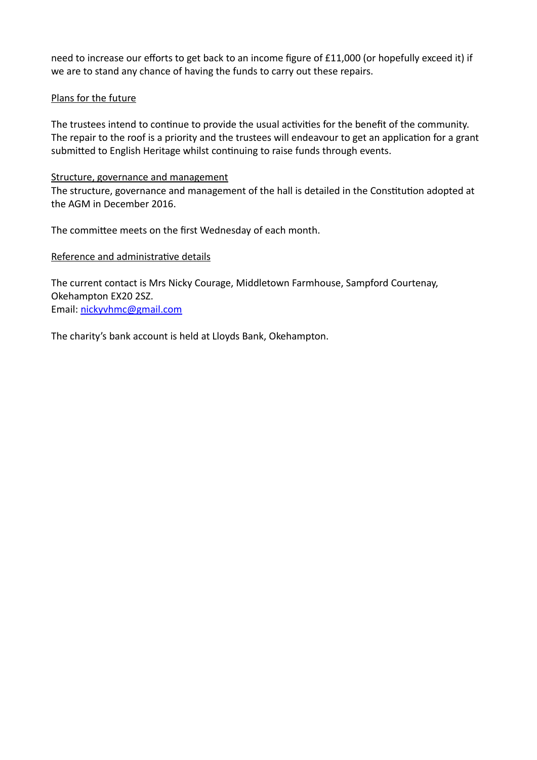need to increase our efforts to get back to an income figure of £11,000 (or hopefully exceed it) if we are to stand any chance of having the funds to carry out these repairs.

Plans for the future

The trustees intend to continue to provide the usual activities for the benefit of the community. The repair to the roof is a priority and the trustees will endeavour to get an application for a grant submitted to English Heritage whilst continuing to raise funds through events.

Structure, governance and management

The structure, governance and management of the hall is detailed in the Constitution adopted at the AGM in December 2016.

The committee meets on the first Wednesday of each month.

Reference and administrative details

The current contact is Mrs Nicky Courage, Middletown Farmhouse, Sampford Courtenay, Okehampton EX20 2SZ.
Email: nickyvhmc@gmail.com

The charity's bank account is held at Lloyds Bank, Okehampton.